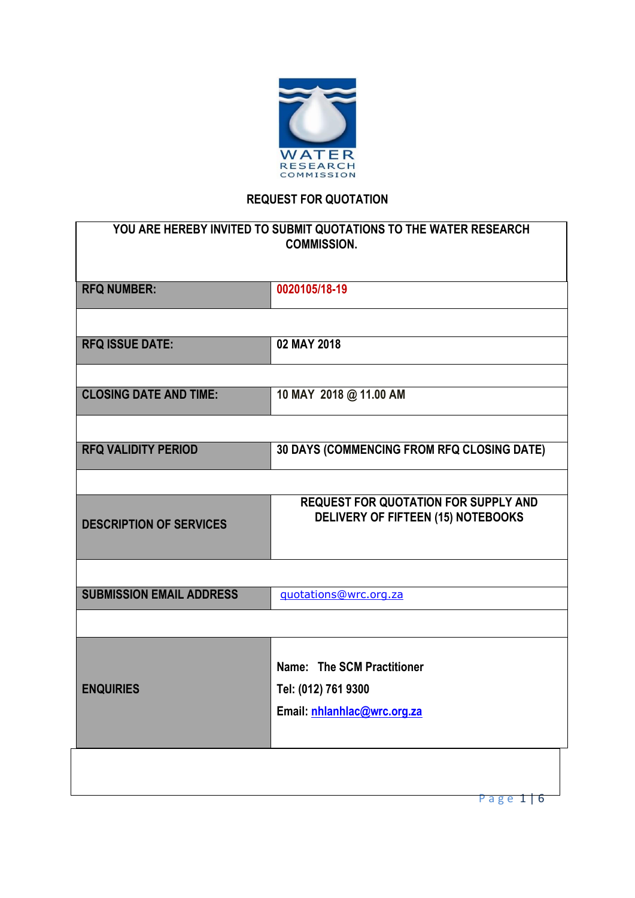WATER RESEARCH COMMISSION

## REQUEST FOR QUOTATION

| YOU ARE HEREBY INVITED TO SUBMIT QUOTATIONS TO THE WATER RESEARCH COMMISSION. | |
|---|---|
| **RFQ NUMBER:** | **0020105/18-19** |
| | |
| **RFQ ISSUE DATE:** | **02 MAY 2018** |
| | |
| **CLOSING DATE AND TIME:** | **10 MAY 2018 @ 11.00 AM** |
| | |
| **RFQ VALIDITY PERIOD** | **30 DAYS (COMMENCING FROM RFQ CLOSING DATE)** |
| | |
| **DESCRIPTION OF SERVICES** | **REQUEST FOR QUOTATION FOR SUPPLY AND DELIVERY OF FIFTEEN (15) NOTEBOOKS** |
| | |
| **SUBMISSION EMAIL ADDRESS** | quotations@wrc.org.za |
| | |
| **ENQUIRIES** | **Name: The SCM Practitioner**<br>**Tel: (012) 761 9300**<br>**Email: nhlanhlac@wrc.org.za** |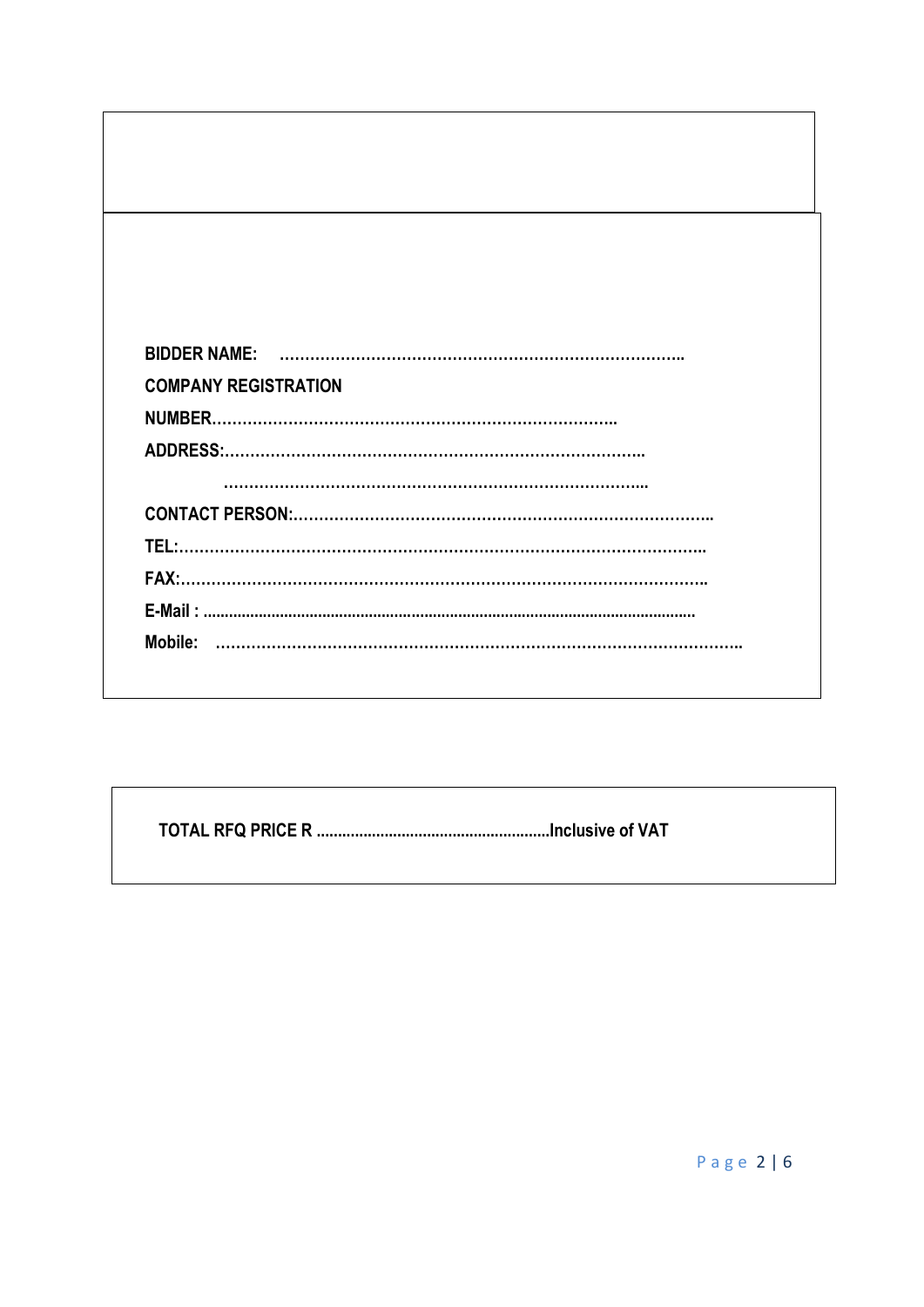**BIDDER NAME: ……………………………………………………………………..**

**COMPANY REGISTRATION**

**NUMBER……………………………………………………………………..**

**ADDRESS:………………………………………………………………………..**

**…………………………………………………………………………...**

**CONTACT PERSON:………………………………………………………………………..**

**TEL:…………………………………………………………………………………………..**

**FAX:…………………………………………………………………………………………..**

**E-Mail : ................................................................................................................**

**Mobile: …………………………………………………………………………………………..**

**TOTAL RFQ PRICE R .......................................................Inclusive of VAT**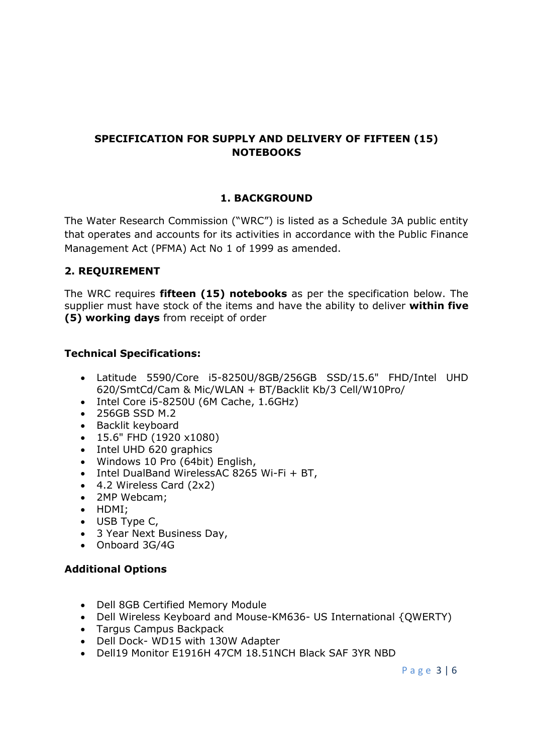# SPECIFICATION FOR SUPPLY AND DELIVERY OF FIFTEEN (15) NOTEBOOKS

## 1. BACKGROUND

The Water Research Commission ("WRC") is listed as a Schedule 3A public entity that operates and accounts for its activities in accordance with the Public Finance Management Act (PFMA) Act No 1 of 1999 as amended.

## 2. REQUIREMENT

The WRC requires **fifteen (15) notebooks** as per the specification below. The supplier must have stock of the items and have the ability to deliver **within five (5) working days** from receipt of order

**Technical Specifications:**

- Latitude 5590/Core i5-8250U/8GB/256GB SSD/15.6" FHD/Intel UHD 620/SmtCd/Cam & Mic/WLAN + BT/Backlit Kb/3 Cell/W10Pro/
- Intel Core i5-8250U (6M Cache, 1.6GHz)
- 256GB SSD M.2
- Backlit keyboard
- 15.6" FHD (1920 x1080)
- Intel UHD 620 graphics
- Windows 10 Pro (64bit) English,
- Intel DualBand WirelessAC 8265 Wi-Fi + BT,
- 4.2 Wireless Card (2x2)
- 2MP Webcam;
- HDMI;
- USB Type C,
- 3 Year Next Business Day,
- Onboard 3G/4G

**Additional Options**

- Dell 8GB Certified Memory Module
- Dell Wireless Keyboard and Mouse-KM636- US International {QWERTY)
- Targus Campus Backpack
- Dell Dock- WD15 with 130W Adapter
- Dell19 Monitor E1916H 47CM 18.51NCH Black SAF 3YR NBD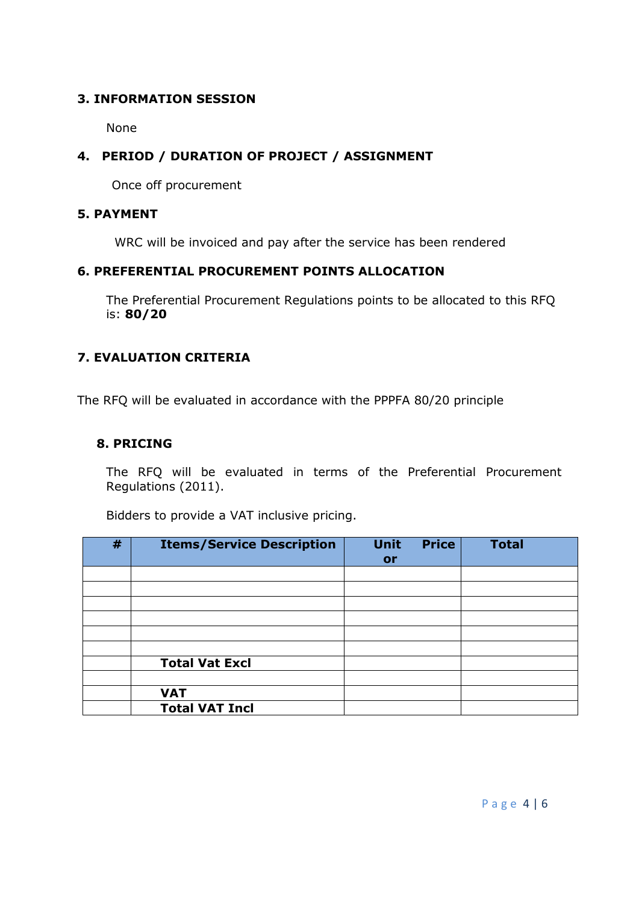### 3. INFORMATION SESSION

None

### 4. PERIOD / DURATION OF PROJECT / ASSIGNMENT

Once off procurement

### 5. PAYMENT

WRC will be invoiced and pay after the service has been rendered

### 6. PREFERENTIAL PROCUREMENT POINTS ALLOCATION

The Preferential Procurement Regulations points to be allocated to this RFQ is: **80/20**

### 7. EVALUATION CRITERIA

The RFQ will be evaluated in accordance with the PPPFA 80/20 principle

### 8. PRICING

The RFQ will be evaluated in terms of the Preferential Procurement Regulations (2011).

Bidders to provide a VAT inclusive pricing.

| # | Items/Service Description | Unit Price or | Total |
|---|---|---|---|
| | | | |
| | | | |
| | | | |
| | | | |
| | | | |
| | | | |
| | **Total Vat Excl** | | |
| | | | |
| | **VAT** | | |
| | **Total VAT Incl** | | |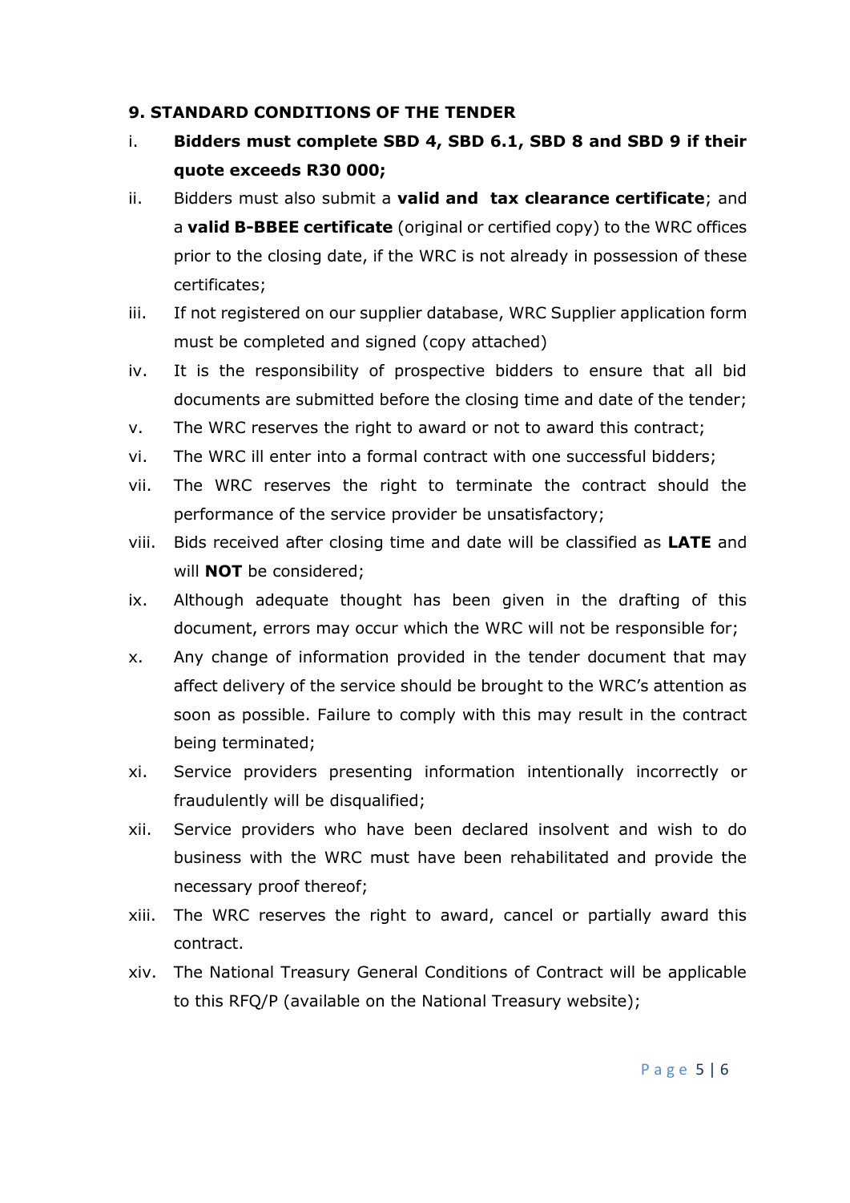**9. STANDARD CONDITIONS OF THE TENDER**

i. **Bidders must complete SBD 4, SBD 6.1, SBD 8 and SBD 9 if their quote exceeds R30 000;**

ii. Bidders must also submit a **valid and tax clearance certificate**; and a **valid B-BBEE certificate** (original or certified copy) to the WRC offices prior to the closing date, if the WRC is not already in possession of these certificates;

iii. If not registered on our supplier database, WRC Supplier application form must be completed and signed (copy attached)

iv. It is the responsibility of prospective bidders to ensure that all bid documents are submitted before the closing time and date of the tender;

v. The WRC reserves the right to award or not to award this contract;

vi. The WRC ill enter into a formal contract with one successful bidders;

vii. The WRC reserves the right to terminate the contract should the performance of the service provider be unsatisfactory;

viii. Bids received after closing time and date will be classified as **LATE** and will **NOT** be considered;

ix. Although adequate thought has been given in the drafting of this document, errors may occur which the WRC will not be responsible for;

x. Any change of information provided in the tender document that may affect delivery of the service should be brought to the WRC's attention as soon as possible. Failure to comply with this may result in the contract being terminated;

xi. Service providers presenting information intentionally incorrectly or fraudulently will be disqualified;

xii. Service providers who have been declared insolvent and wish to do business with the WRC must have been rehabilitated and provide the necessary proof thereof;

xiii. The WRC reserves the right to award, cancel or partially award this contract.

xiv. The National Treasury General Conditions of Contract will be applicable to this RFQ/P (available on the National Treasury website);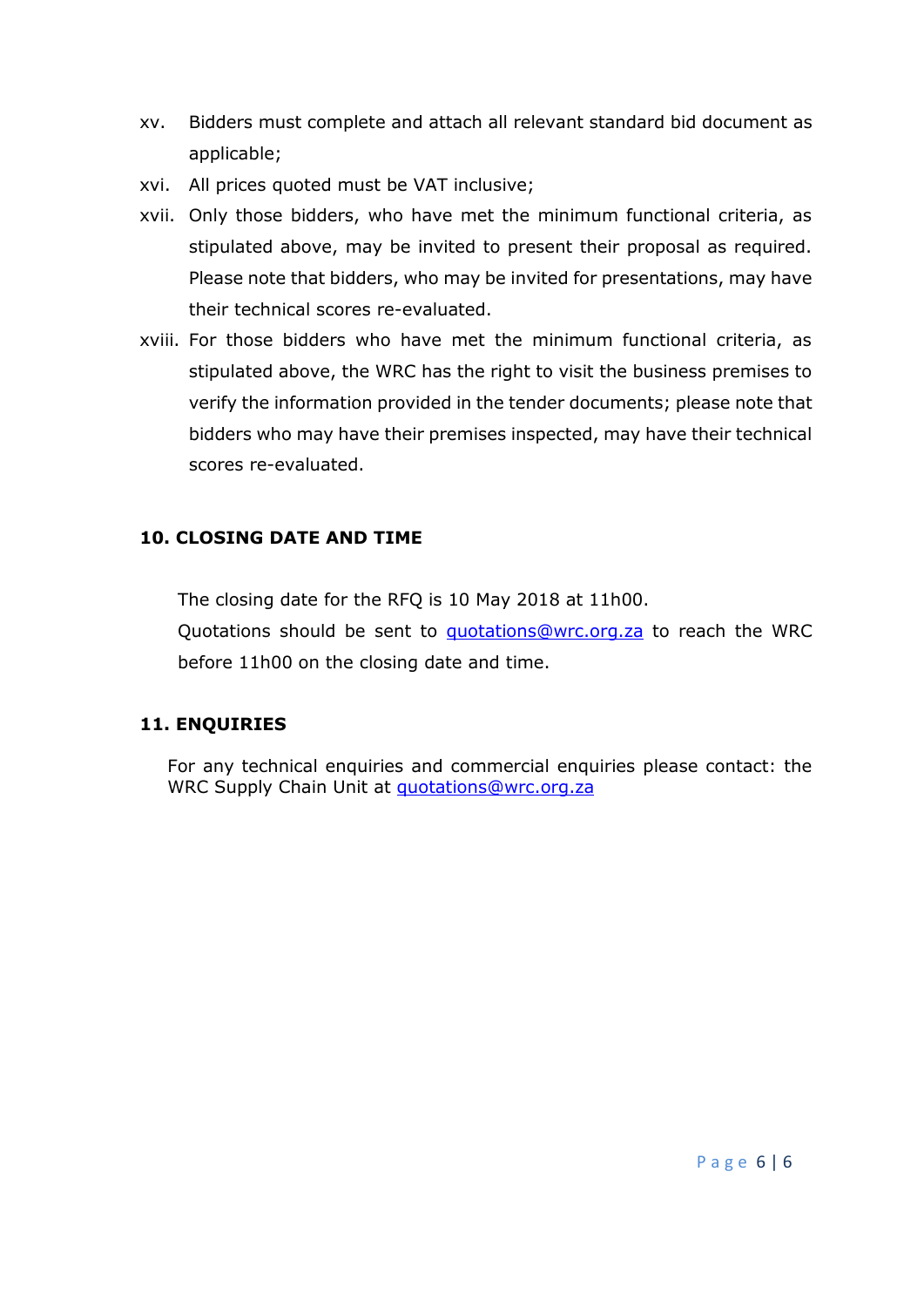xv. Bidders must complete and attach all relevant standard bid document as applicable;

xvi. All prices quoted must be VAT inclusive;

xvii. Only those bidders, who have met the minimum functional criteria, as stipulated above, may be invited to present their proposal as required. Please note that bidders, who may be invited for presentations, may have their technical scores re-evaluated.

xviii. For those bidders who have met the minimum functional criteria, as stipulated above, the WRC has the right to visit the business premises to verify the information provided in the tender documents; please note that bidders who may have their premises inspected, may have their technical scores re-evaluated.

## 10. CLOSING DATE AND TIME

The closing date for the RFQ is 10 May 2018 at 11h00.
Quotations should be sent to quotations@wrc.org.za to reach the WRC before 11h00 on the closing date and time.

## 11. ENQUIRIES

For any technical enquiries and commercial enquiries please contact: the WRC Supply Chain Unit at quotations@wrc.org.za